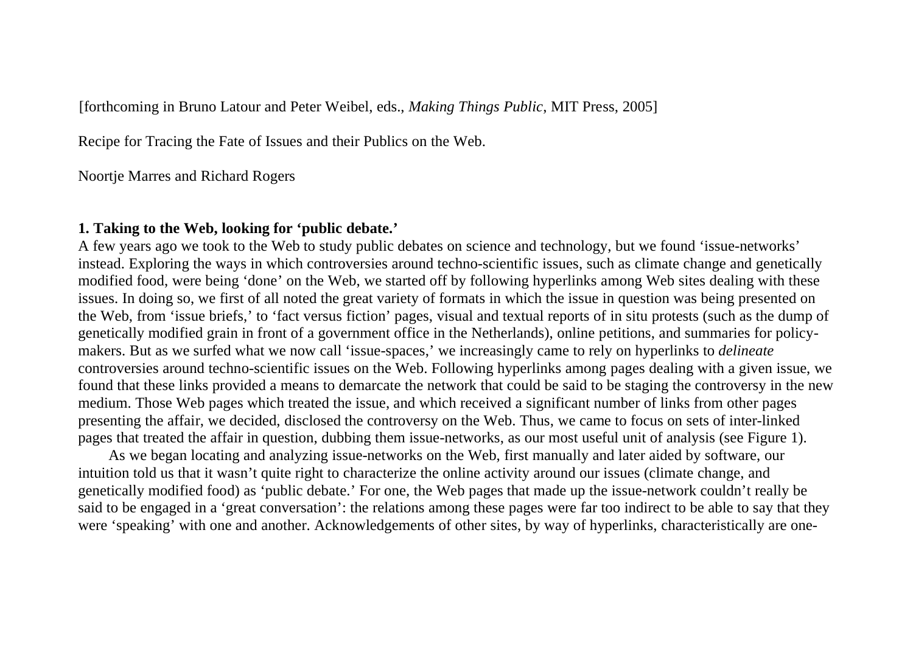[forthcoming in Bruno Latour and Peter Weibel, eds., *Making Things Public*, MIT Press, 2005]

Recipe for Tracing the Fate of Issues and their Publics on the Web.

Noortje Marres and Richard Rogers

## 1. Taking to the Web, looking for 'public debate.'

A few years ago we took to the Web to study public debates on science and technology, but we found 'issue-networks' instead. Exploring the ways in which controversies around techno-scientific issues, such as climate change and genetically modified food, were being 'done' on the Web, we started off by following hyperlinks among Web sites dealing with these issues. In doing so, we first of all noted the great variety of formats in which the issue in question was being presented on the Web, from 'issue briefs,' to 'fact versus fiction' pages, visual and textual reports of in situ protests (such as the dump of genetically modified grain in front of a government office in the Netherlands), online petitions, and summaries for policy-makers. But as we surfed what we now call 'issue-spaces,' we increasingly came to rely on hyperlinks to *delineate* controversies around techno-scientific issues on the Web. Following hyperlinks among pages dealing with a given issue, we found that these links provided a means to demarcate the network that could be said to be staging the controversy in the new medium. Those Web pages which treated the issue, and which received a significant number of links from other pages presenting the affair, we decided, disclosed the controversy on the Web. Thus, we came to focus on sets of inter-linked pages that treated the affair in question, dubbing them issue-networks, as our most useful unit of analysis (see Figure 1).

As we began locating and analyzing issue-networks on the Web, first manually and later aided by software, our intuition told us that it wasn't quite right to characterize the online activity around our issues (climate change, and genetically modified food) as 'public debate.' For one, the Web pages that made up the issue-network couldn't really be said to be engaged in a 'great conversation': the relations among these pages were far too indirect to be able to say that they were 'speaking' with one and another. Acknowledgements of other sites, by way of hyperlinks, characteristically are one-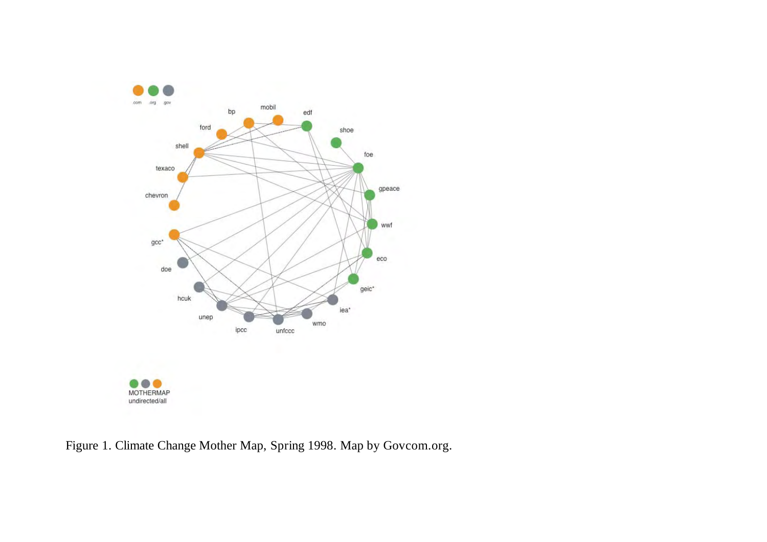Figure 1. Climate Change Mother Map, Spring 1998. Map by Govcom.org.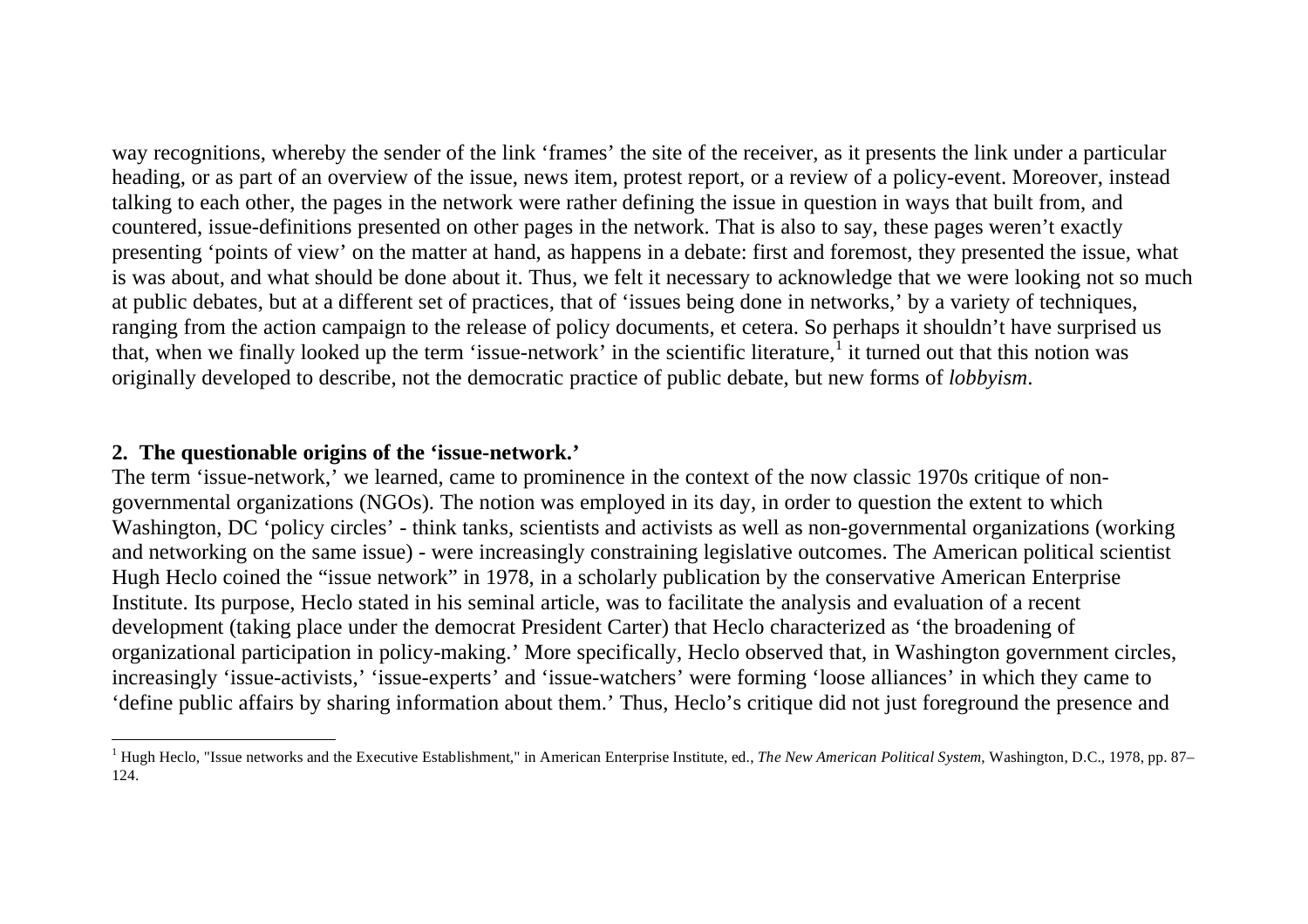way recognitions, whereby the sender of the link 'frames' the site of the receiver, as it presents the link under a particular heading, or as part of an overview of the issue, news item, protest report, or a review of a policy-event. Moreover, instead talking to each other, the pages in the network were rather defining the issue in question in ways that built from, and countered, issue-definitions presented on other pages in the network. That is also to say, these pages weren't exactly presenting 'points of view' on the matter at hand, as happens in a debate: first and foremost, they presented the issue, what is was about, and what should be done about it. Thus, we felt it necessary to acknowledge that we were looking not so much at public debates, but at a different set of practices, that of 'issues being done in networks,' by a variety of techniques, ranging from the action campaign to the release of policy documents, et cetera. So perhaps it shouldn't have surprised us that, when we finally looked up the term 'issue-network' in the scientific literature,[1] it turned out that this notion was originally developed to describe, not the democratic practice of public debate, but new forms of *lobbyism*.

## 2. The questionable origins of the 'issue-network.'

The term 'issue-network,' we learned, came to prominence in the context of the now classic 1970s critique of non-governmental organizations (NGOs). The notion was employed in its day, in order to question the extent to which Washington, DC 'policy circles' - think tanks, scientists and activists as well as non-governmental organizations (working and networking on the same issue) - were increasingly constraining legislative outcomes. The American political scientist Hugh Heclo coined the "issue network" in 1978, in a scholarly publication by the conservative American Enterprise Institute. Its purpose, Heclo stated in his seminal article, was to facilitate the analysis and evaluation of a recent development (taking place under the democrat President Carter) that Heclo characterized as 'the broadening of organizational participation in policy-making.' More specifically, Heclo observed that, in Washington government circles, increasingly 'issue-activists,' 'issue-experts' and 'issue-watchers' were forming 'loose alliances' in which they came to 'define public affairs by sharing information about them.' Thus, Heclo's critique did not just foreground the presence and

---

[1] Hugh Heclo, "Issue networks and the Executive Establishment," in American Enterprise Institute, ed., *The New American Political System*, Washington, D.C., 1978, pp. 87–124.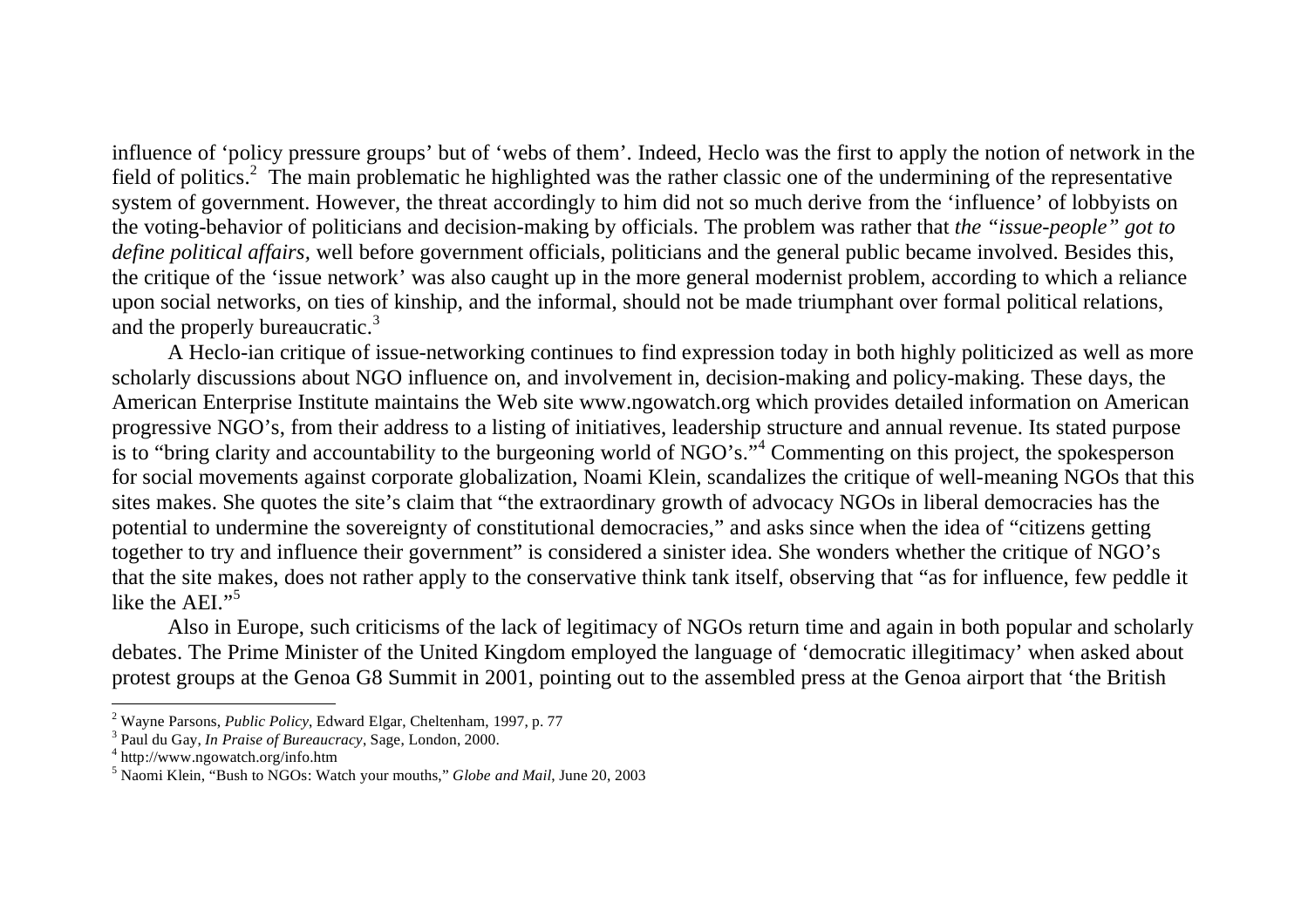influence of 'policy pressure groups' but of 'webs of them'. Indeed, Heclo was the first to apply the notion of network in the field of politics.[2] The main problematic he highlighted was the rather classic one of the undermining of the representative system of government. However, the threat accordingly to him did not so much derive from the 'influence' of lobbyists on the voting-behavior of politicians and decision-making by officials. The problem was rather that *the "issue-people" got to define political affairs*, well before government officials, politicians and the general public became involved. Besides this, the critique of the 'issue network' was also caught up in the more general modernist problem, according to which a reliance upon social networks, on ties of kinship, and the informal, should not be made triumphant over formal political relations, and the properly bureaucratic.[3]

A Heclo-ian critique of issue-networking continues to find expression today in both highly politicized as well as more scholarly discussions about NGO influence on, and involvement in, decision-making and policy-making. These days, the American Enterprise Institute maintains the Web site www.ngowatch.org which provides detailed information on American progressive NGO's, from their address to a listing of initiatives, leadership structure and annual revenue. Its stated purpose is to "bring clarity and accountability to the burgeoning world of NGO's."[4] Commenting on this project, the spokesperson for social movements against corporate globalization, Noami Klein, scandalizes the critique of well-meaning NGOs that this sites makes. She quotes the site's claim that "the extraordinary growth of advocacy NGOs in liberal democracies has the potential to undermine the sovereignty of constitutional democracies," and asks since when the idea of "citizens getting together to try and influence their government" is considered a sinister idea. She wonders whether the critique of NGO's that the site makes, does not rather apply to the conservative think tank itself, observing that "as for influence, few peddle it like the AEI."[5]

Also in Europe, such criticisms of the lack of legitimacy of NGOs return time and again in both popular and scholarly debates. The Prime Minister of the United Kingdom employed the language of 'democratic illegitimacy' when asked about protest groups at the Genoa G8 Summit in 2001, pointing out to the assembled press at the Genoa airport that 'the British

---

[2] Wayne Parsons, *Public Policy*, Edward Elgar, Cheltenham, 1997, p. 77

[3] Paul du Gay, *In Praise of Bureaucracy*, Sage, London, 2000.

[4] http://www.ngowatch.org/info.htm

[5] Naomi Klein, "Bush to NGOs: Watch your mouths," *Globe and Mail*, June 20, 2003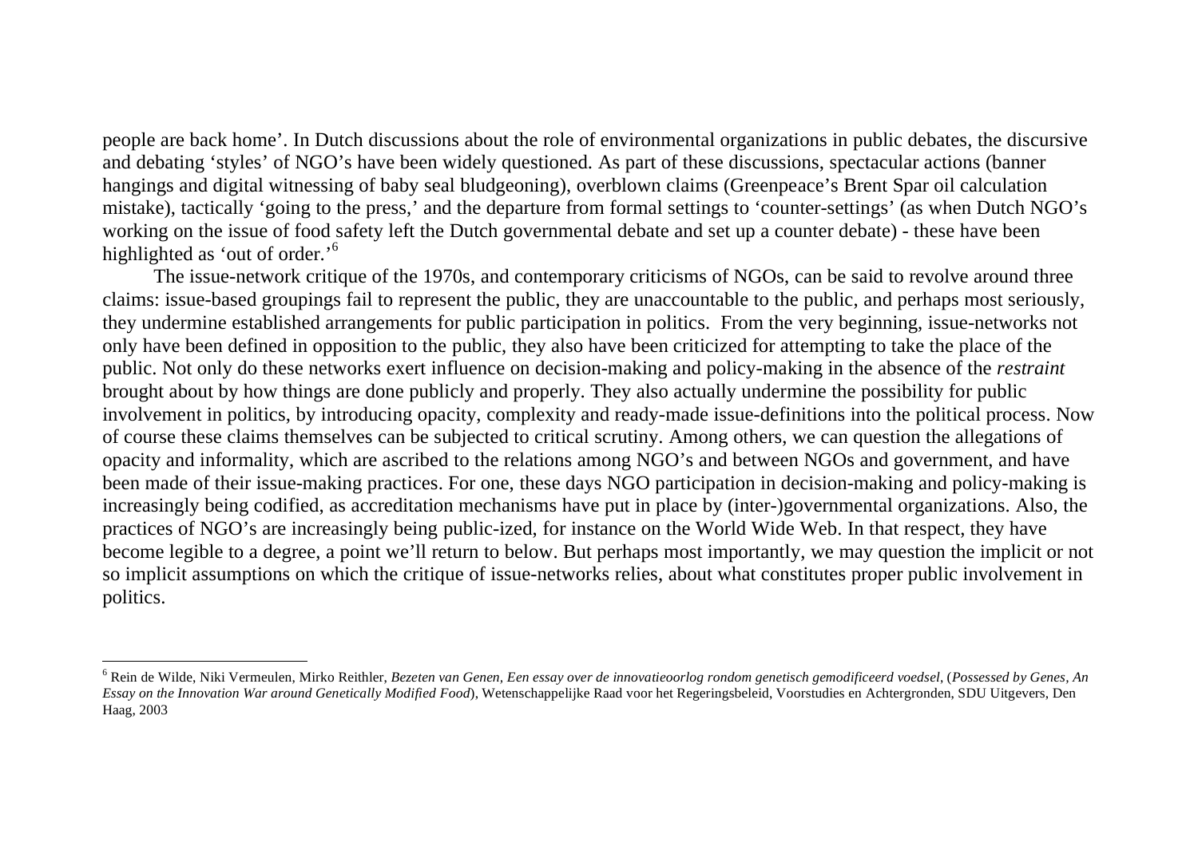people are back home'. In Dutch discussions about the role of environmental organizations in public debates, the discursive and debating 'styles' of NGO's have been widely questioned. As part of these discussions, spectacular actions (banner hangings and digital witnessing of baby seal bludgeoning), overblown claims (Greenpeace's Brent Spar oil calculation mistake), tactically 'going to the press,' and the departure from formal settings to 'counter-settings' (as when Dutch NGO's working on the issue of food safety left the Dutch governmental debate and set up a counter debate) - these have been highlighted as 'out of order.'[6]

The issue-network critique of the 1970s, and contemporary criticisms of NGOs, can be said to revolve around three claims: issue-based groupings fail to represent the public, they are unaccountable to the public, and perhaps most seriously, they undermine established arrangements for public participation in politics. From the very beginning, issue-networks not only have been defined in opposition to the public, they also have been criticized for attempting to take the place of the public. Not only do these networks exert influence on decision-making and policy-making in the absence of the *restraint* brought about by how things are done publicly and properly. They also actually undermine the possibility for public involvement in politics, by introducing opacity, complexity and ready-made issue-definitions into the political process. Now of course these claims themselves can be subjected to critical scrutiny. Among others, we can question the allegations of opacity and informality, which are ascribed to the relations among NGO's and between NGOs and government, and have been made of their issue-making practices. For one, these days NGO participation in decision-making and policy-making is increasingly being codified, as accreditation mechanisms have put in place by (inter-)governmental organizations. Also, the practices of NGO's are increasingly being public-ized, for instance on the World Wide Web. In that respect, they have become legible to a degree, a point we'll return to below. But perhaps most importantly, we may question the implicit or not so implicit assumptions on which the critique of issue-networks relies, about what constitutes proper public involvement in politics.

---

[6] Rein de Wilde, Niki Vermeulen, Mirko Reithler, *Bezeten van Genen, Een essay over de innovatieoorlog rondom genetisch gemodificeerd voedsel*, (*Possessed by Genes, An Essay on the Innovation War around Genetically Modified Food*), Wetenschappelijke Raad voor het Regeringsbeleid, Voorstudies en Achtergronden, SDU Uitgevers, Den Haag, 2003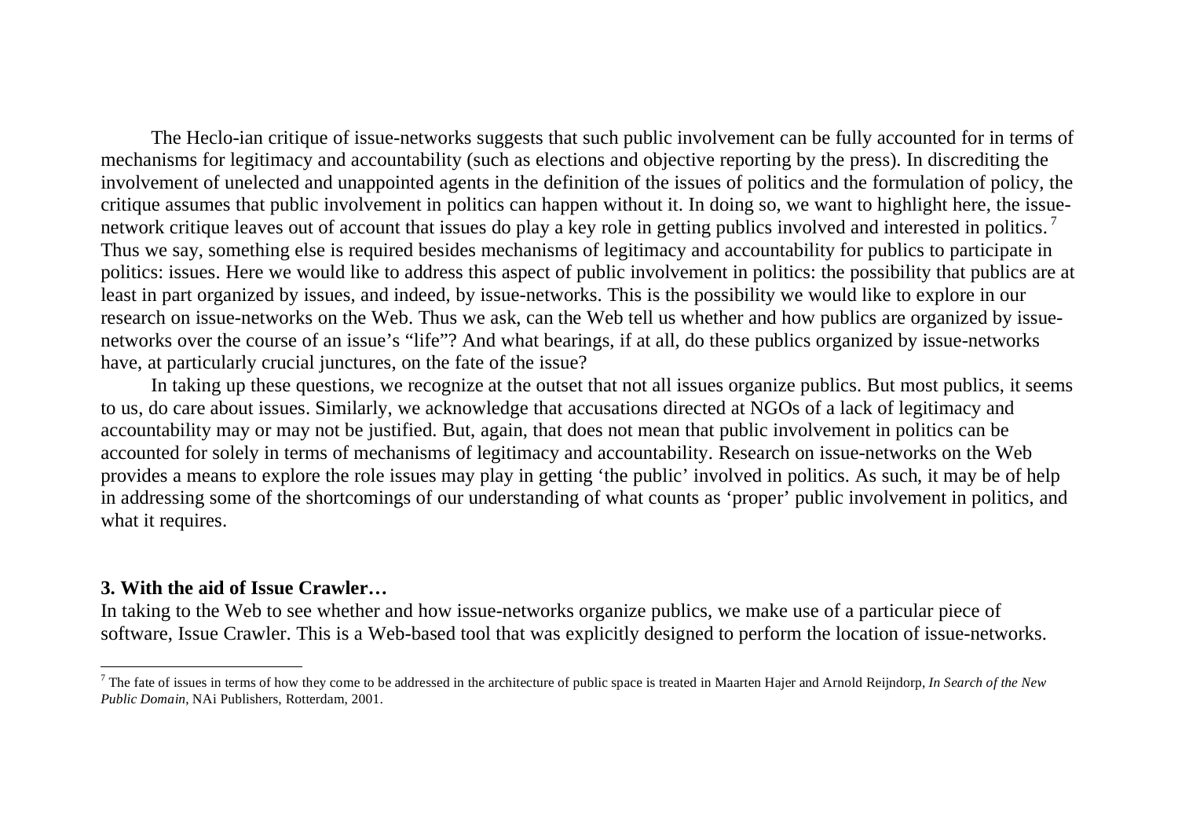The Heclo-ian critique of issue-networks suggests that such public involvement can be fully accounted for in terms of mechanisms for legitimacy and accountability (such as elections and objective reporting by the press). In discrediting the involvement of unelected and unappointed agents in the definition of the issues of politics and the formulation of policy, the critique assumes that public involvement in politics can happen without it. In doing so, we want to highlight here, the issue-network critique leaves out of account that issues do play a key role in getting publics involved and interested in politics.[7] Thus we say, something else is required besides mechanisms of legitimacy and accountability for publics to participate in politics: issues. Here we would like to address this aspect of public involvement in politics: the possibility that publics are at least in part organized by issues, and indeed, by issue-networks. This is the possibility we would like to explore in our research on issue-networks on the Web. Thus we ask, can the Web tell us whether and how publics are organized by issue-networks over the course of an issue's "life"? And what bearings, if at all, do these publics organized by issue-networks have, at particularly crucial junctures, on the fate of the issue?

In taking up these questions, we recognize at the outset that not all issues organize publics. But most publics, it seems to us, do care about issues. Similarly, we acknowledge that accusations directed at NGOs of a lack of legitimacy and accountability may or may not be justified. But, again, that does not mean that public involvement in politics can be accounted for solely in terms of mechanisms of legitimacy and accountability. Research on issue-networks on the Web provides a means to explore the role issues may play in getting 'the public' involved in politics. As such, it may be of help in addressing some of the shortcomings of our understanding of what counts as 'proper' public involvement in politics, and what it requires.

## 3. With the aid of Issue Crawler…

In taking to the Web to see whether and how issue-networks organize publics, we make use of a particular piece of software, Issue Crawler. This is a Web-based tool that was explicitly designed to perform the location of issue-networks.

[7] The fate of issues in terms of how they come to be addressed in the architecture of public space is treated in Maarten Hajer and Arnold Reijndorp, *In Search of the New Public Domain*, NAi Publishers, Rotterdam, 2001.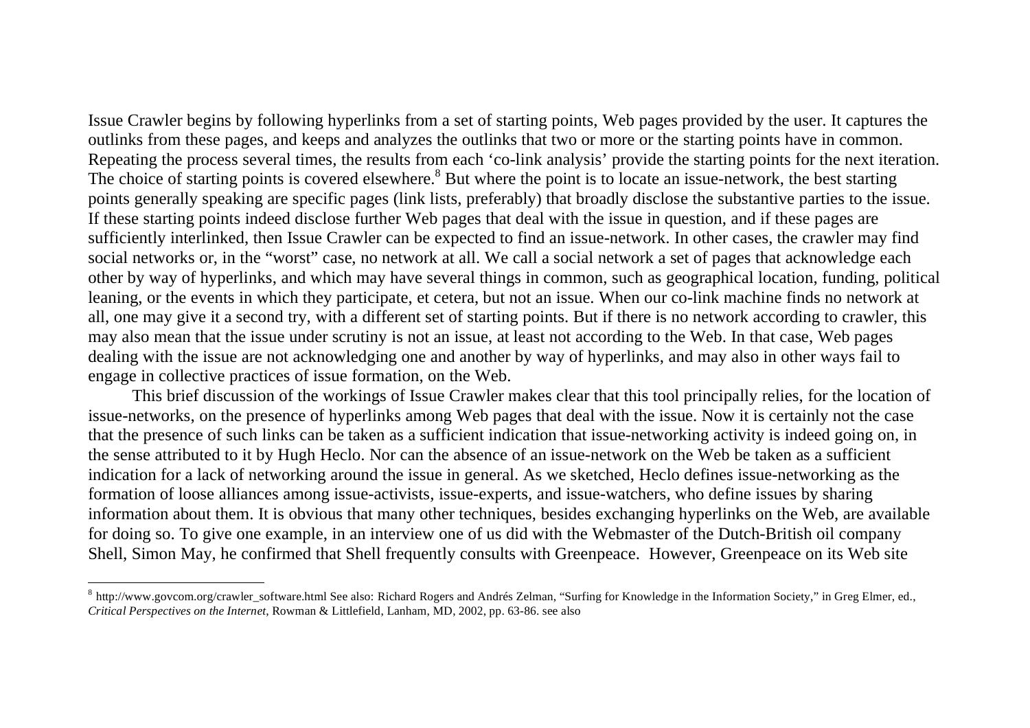Issue Crawler begins by following hyperlinks from a set of starting points, Web pages provided by the user. It captures the outlinks from these pages, and keeps and analyzes the outlinks that two or more or the starting points have in common. Repeating the process several times, the results from each 'co-link analysis' provide the starting points for the next iteration. The choice of starting points is covered elsewhere.[8] But where the point is to locate an issue-network, the best starting points generally speaking are specific pages (link lists, preferably) that broadly disclose the substantive parties to the issue. If these starting points indeed disclose further Web pages that deal with the issue in question, and if these pages are sufficiently interlinked, then Issue Crawler can be expected to find an issue-network. In other cases, the crawler may find social networks or, in the "worst" case, no network at all. We call a social network a set of pages that acknowledge each other by way of hyperlinks, and which may have several things in common, such as geographical location, funding, political leaning, or the events in which they participate, et cetera, but not an issue. When our co-link machine finds no network at all, one may give it a second try, with a different set of starting points. But if there is no network according to crawler, this may also mean that the issue under scrutiny is not an issue, at least not according to the Web. In that case, Web pages dealing with the issue are not acknowledging one and another by way of hyperlinks, and may also in other ways fail to engage in collective practices of issue formation, on the Web.

This brief discussion of the workings of Issue Crawler makes clear that this tool principally relies, for the location of issue-networks, on the presence of hyperlinks among Web pages that deal with the issue. Now it is certainly not the case that the presence of such links can be taken as a sufficient indication that issue-networking activity is indeed going on, in the sense attributed to it by Hugh Heclo. Nor can the absence of an issue-network on the Web be taken as a sufficient indication for a lack of networking around the issue in general. As we sketched, Heclo defines issue-networking as the formation of loose alliances among issue-activists, issue-experts, and issue-watchers, who define issues by sharing information about them. It is obvious that many other techniques, besides exchanging hyperlinks on the Web, are available for doing so. To give one example, in an interview one of us did with the Webmaster of the Dutch-British oil company Shell, Simon May, he confirmed that Shell frequently consults with Greenpeace. However, Greenpeace on its Web site

---

[8] http://www.govcom.org/crawler_software.html See also: Richard Rogers and Andrés Zelman, "Surfing for Knowledge in the Information Society," in Greg Elmer, ed., *Critical Perspectives on the Internet*, Rowman & Littlefield, Lanham, MD, 2002, pp. 63-86. see also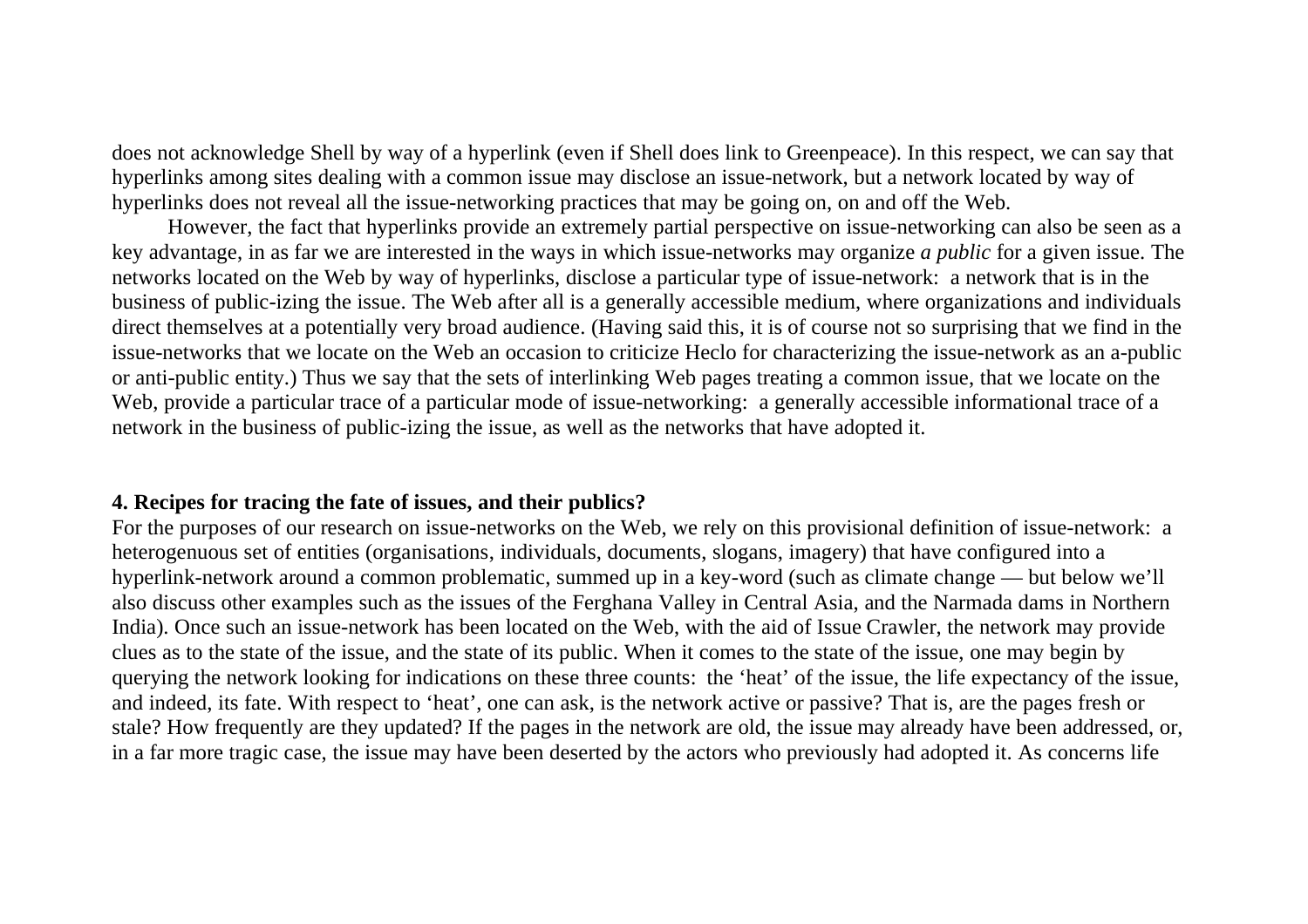does not acknowledge Shell by way of a hyperlink (even if Shell does link to Greenpeace). In this respect, we can say that hyperlinks among sites dealing with a common issue may disclose an issue-network, but a network located by way of hyperlinks does not reveal all the issue-networking practices that may be going on, on and off the Web.

However, the fact that hyperlinks provide an extremely partial perspective on issue-networking can also be seen as a key advantage, in as far we are interested in the ways in which issue-networks may organize *a public* for a given issue. The networks located on the Web by way of hyperlinks, disclose a particular type of issue-network: a network that is in the business of public-izing the issue. The Web after all is a generally accessible medium, where organizations and individuals direct themselves at a potentially very broad audience. (Having said this, it is of course not so surprising that we find in the issue-networks that we locate on the Web an occasion to criticize Heclo for characterizing the issue-network as an a-public or anti-public entity.) Thus we say that the sets of interlinking Web pages treating a common issue, that we locate on the Web, provide a particular trace of a particular mode of issue-networking: a generally accessible informational trace of a network in the business of public-izing the issue, as well as the networks that have adopted it.

## 4. Recipes for tracing the fate of issues, and their publics?

For the purposes of our research on issue-networks on the Web, we rely on this provisional definition of issue-network: a heterogenuous set of entities (organisations, individuals, documents, slogans, imagery) that have configured into a hyperlink-network around a common problematic, summed up in a key-word (such as climate change — but below we'll also discuss other examples such as the issues of the Ferghana Valley in Central Asia, and the Narmada dams in Northern India). Once such an issue-network has been located on the Web, with the aid of Issue Crawler, the network may provide clues as to the state of the issue, and the state of its public. When it comes to the state of the issue, one may begin by querying the network looking for indications on these three counts: the 'heat' of the issue, the life expectancy of the issue, and indeed, its fate. With respect to 'heat', one can ask, is the network active or passive? That is, are the pages fresh or stale? How frequently are they updated? If the pages in the network are old, the issue may already have been addressed, or, in a far more tragic case, the issue may have been deserted by the actors who previously had adopted it. As concerns life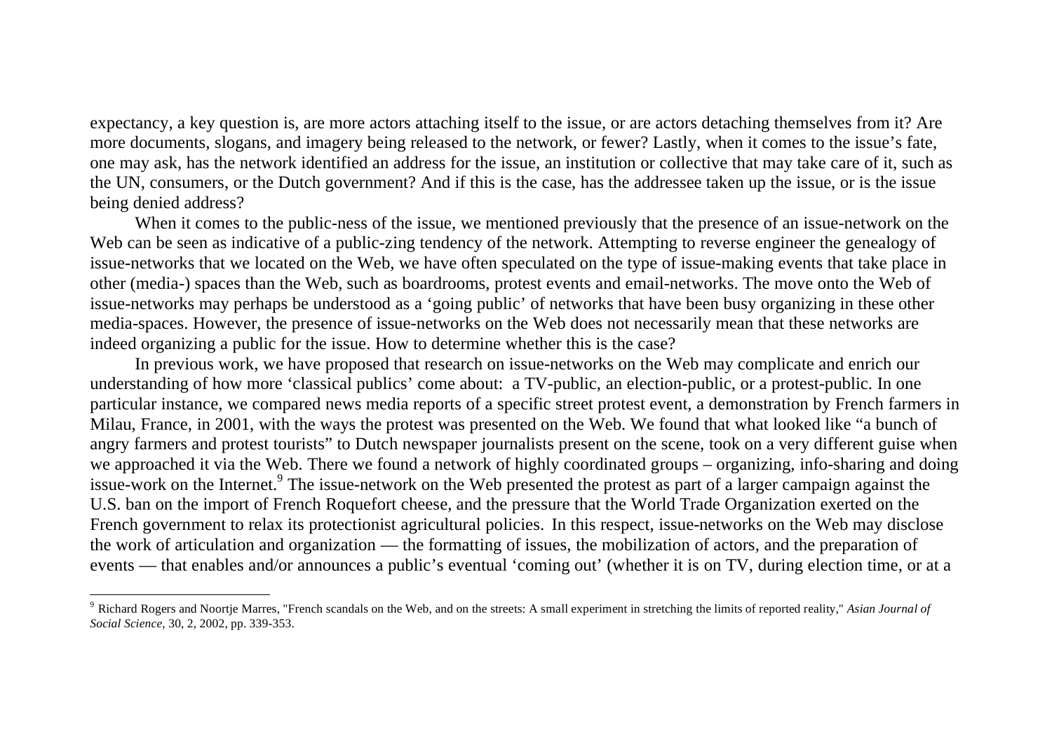expectancy, a key question is, are more actors attaching itself to the issue, or are actors detaching themselves from it? Are more documents, slogans, and imagery being released to the network, or fewer? Lastly, when it comes to the issue's fate, one may ask, has the network identified an address for the issue, an institution or collective that may take care of it, such as the UN, consumers, or the Dutch government? And if this is the case, has the addressee taken up the issue, or is the issue being denied address?

When it comes to the public-ness of the issue, we mentioned previously that the presence of an issue-network on the Web can be seen as indicative of a public-zing tendency of the network. Attempting to reverse engineer the genealogy of issue-networks that we located on the Web, we have often speculated on the type of issue-making events that take place in other (media-) spaces than the Web, such as boardrooms, protest events and email-networks. The move onto the Web of issue-networks may perhaps be understood as a 'going public' of networks that have been busy organizing in these other media-spaces. However, the presence of issue-networks on the Web does not necessarily mean that these networks are indeed organizing a public for the issue. How to determine whether this is the case?

In previous work, we have proposed that research on issue-networks on the Web may complicate and enrich our understanding of how more 'classical publics' come about: a TV-public, an election-public, or a protest-public. In one particular instance, we compared news media reports of a specific street protest event, a demonstration by French farmers in Milau, France, in 2001, with the ways the protest was presented on the Web. We found that what looked like "a bunch of angry farmers and protest tourists" to Dutch newspaper journalists present on the scene, took on a very different guise when we approached it via the Web. There we found a network of highly coordinated groups – organizing, info-sharing and doing issue-work on the Internet.[9] The issue-network on the Web presented the protest as part of a larger campaign against the U.S. ban on the import of French Roquefort cheese, and the pressure that the World Trade Organization exerted on the French government to relax its protectionist agricultural policies. In this respect, issue-networks on the Web may disclose the work of articulation and organization — the formatting of issues, the mobilization of actors, and the preparation of events — that enables and/or announces a public's eventual 'coming out' (whether it is on TV, during election time, or at a

---

[9] Richard Rogers and Noortje Marres, "French scandals on the Web, and on the streets: A small experiment in stretching the limits of reported reality," *Asian Journal of Social Science*, 30, 2, 2002, pp. 339-353.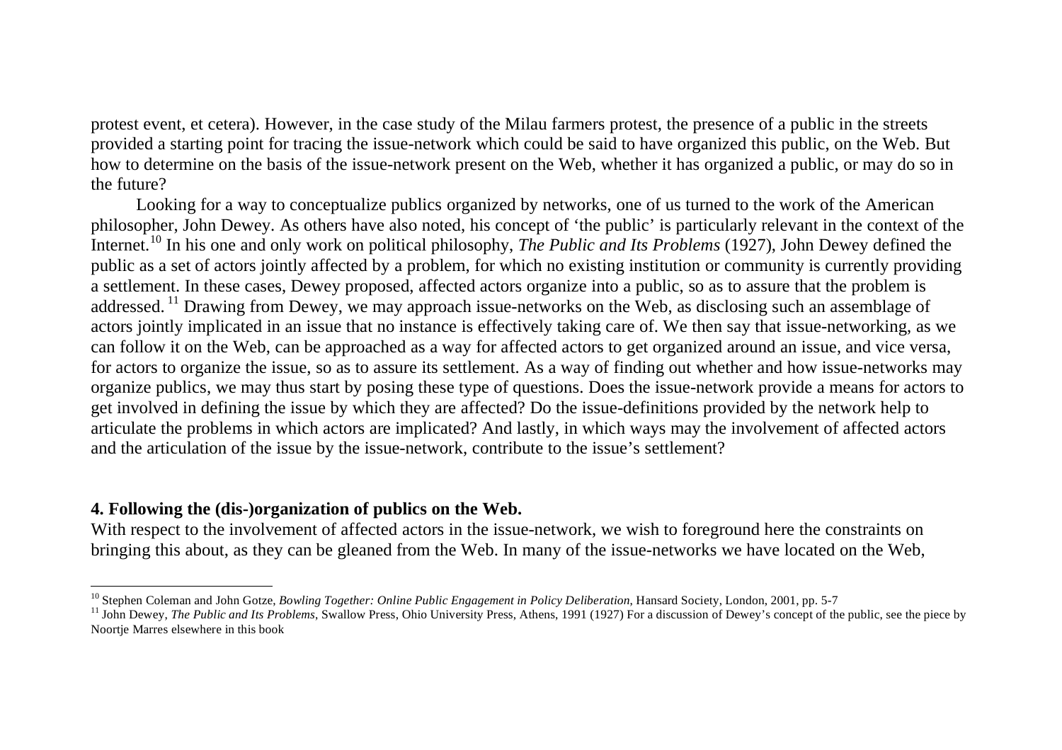protest event, et cetera). However, in the case study of the Milau farmers protest, the presence of a public in the streets provided a starting point for tracing the issue-network which could be said to have organized this public, on the Web. But how to determine on the basis of the issue-network present on the Web, whether it has organized a public, or may do so in the future?

Looking for a way to conceptualize publics organized by networks, one of us turned to the work of the American philosopher, John Dewey. As others have also noted, his concept of 'the public' is particularly relevant in the context of the Internet.[10] In his one and only work on political philosophy, *The Public and Its Problems* (1927), John Dewey defined the public as a set of actors jointly affected by a problem, for which no existing institution or community is currently providing a settlement. In these cases, Dewey proposed, affected actors organize into a public, so as to assure that the problem is addressed.[11] Drawing from Dewey, we may approach issue-networks on the Web, as disclosing such an assemblage of actors jointly implicated in an issue that no instance is effectively taking care of. We then say that issue-networking, as we can follow it on the Web, can be approached as a way for affected actors to get organized around an issue, and vice versa, for actors to organize the issue, so as to assure its settlement. As a way of finding out whether and how issue-networks may organize publics, we may thus start by posing these type of questions. Does the issue-network provide a means for actors to get involved in defining the issue by which they are affected? Do the issue-definitions provided by the network help to articulate the problems in which actors are implicated? And lastly, in which ways may the involvement of affected actors and the articulation of the issue by the issue-network, contribute to the issue's settlement?

## 4. Following the (dis-)organization of publics on the Web.

With respect to the involvement of affected actors in the issue-network, we wish to foreground here the constraints on bringing this about, as they can be gleaned from the Web. In many of the issue-networks we have located on the Web,

---

[10] Stephen Coleman and John Gotze, *Bowling Together: Online Public Engagement in Policy Deliberation*, Hansard Society, London, 2001, pp. 5-7

[11] John Dewey, *The Public and Its Problems*, Swallow Press, Ohio University Press, Athens, 1991 (1927) For a discussion of Dewey's concept of the public, see the piece by Noortje Marres elsewhere in this book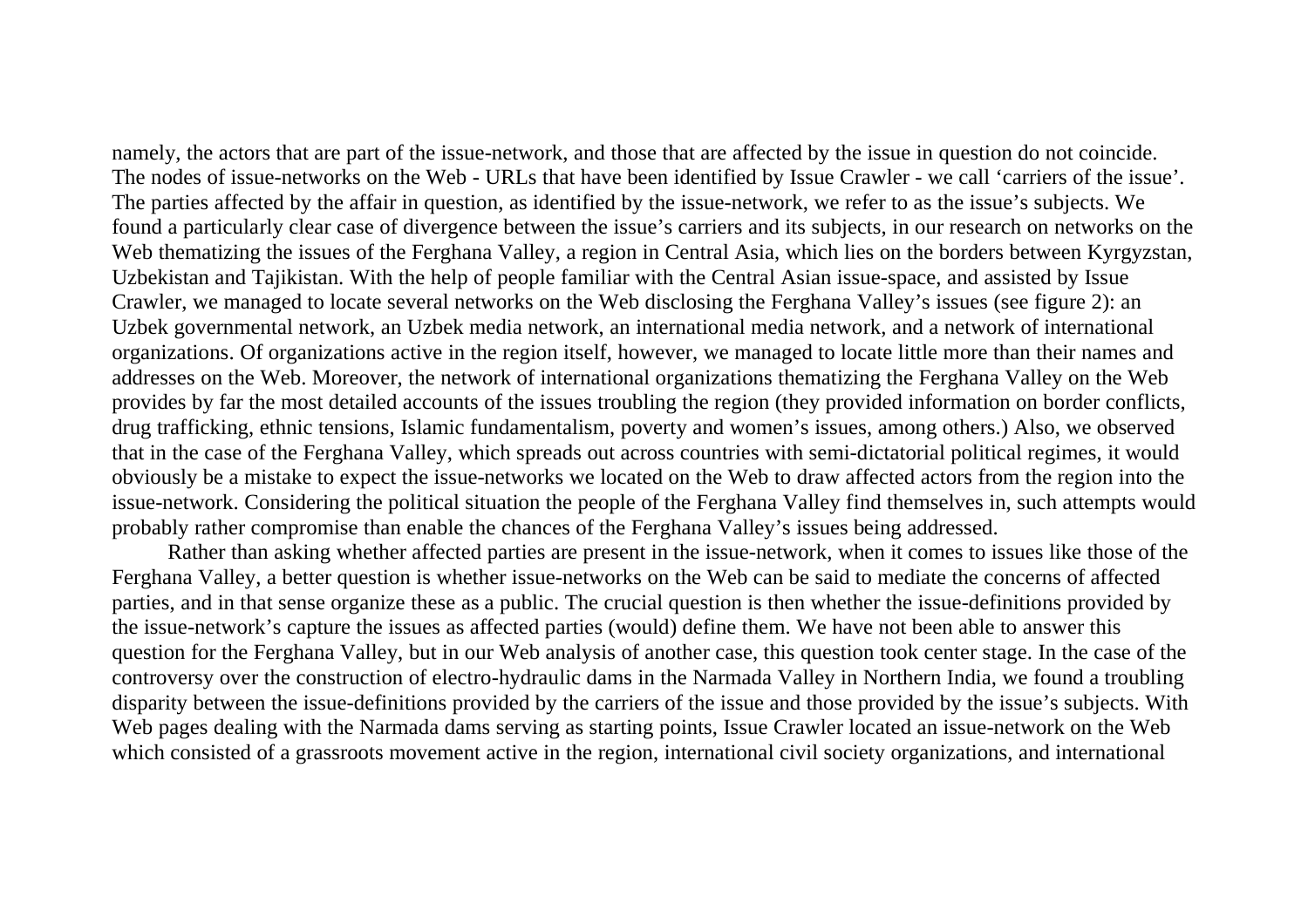namely, the actors that are part of the issue-network, and those that are affected by the issue in question do not coincide. The nodes of issue-networks on the Web - URLs that have been identified by Issue Crawler - we call 'carriers of the issue'. The parties affected by the affair in question, as identified by the issue-network, we refer to as the issue's subjects. We found a particularly clear case of divergence between the issue's carriers and its subjects, in our research on networks on the Web thematizing the issues of the Ferghana Valley, a region in Central Asia, which lies on the borders between Kyrgyzstan, Uzbekistan and Tajikistan. With the help of people familiar with the Central Asian issue-space, and assisted by Issue Crawler, we managed to locate several networks on the Web disclosing the Ferghana Valley's issues (see figure 2): an Uzbek governmental network, an Uzbek media network, an international media network, and a network of international organizations. Of organizations active in the region itself, however, we managed to locate little more than their names and addresses on the Web. Moreover, the network of international organizations thematizing the Ferghana Valley on the Web provides by far the most detailed accounts of the issues troubling the region (they provided information on border conflicts, drug trafficking, ethnic tensions, Islamic fundamentalism, poverty and women's issues, among others.) Also, we observed that in the case of the Ferghana Valley, which spreads out across countries with semi-dictatorial political regimes, it would obviously be a mistake to expect the issue-networks we located on the Web to draw affected actors from the region into the issue-network. Considering the political situation the people of the Ferghana Valley find themselves in, such attempts would probably rather compromise than enable the chances of the Ferghana Valley's issues being addressed.

Rather than asking whether affected parties are present in the issue-network, when it comes to issues like those of the Ferghana Valley, a better question is whether issue-networks on the Web can be said to mediate the concerns of affected parties, and in that sense organize these as a public. The crucial question is then whether the issue-definitions provided by the issue-network's capture the issues as affected parties (would) define them. We have not been able to answer this question for the Ferghana Valley, but in our Web analysis of another case, this question took center stage. In the case of the controversy over the construction of electro-hydraulic dams in the Narmada Valley in Northern India, we found a troubling disparity between the issue-definitions provided by the carriers of the issue and those provided by the issue's subjects. With Web pages dealing with the Narmada dams serving as starting points, Issue Crawler located an issue-network on the Web which consisted of a grassroots movement active in the region, international civil society organizations, and international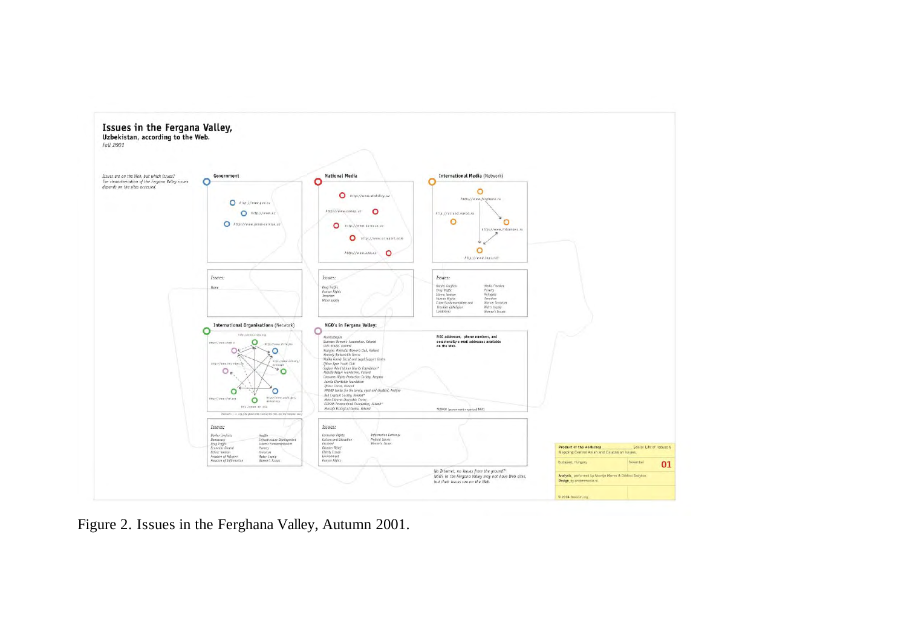# Issues in the Fergana Valley,

**Uzbekistan, according to the Web.**

*Fall 2001*

*Issues are on the Web, but which issues? The characterisation of the Fergana Valley issues depends on the sites accessed.*

**Government**

http://www.gov.uz
http://www.uz
http://www.press-service.uz

*Issues:*

None

**National Media**

http://www.stability.uz
http://www.uzreport.com

*Issues:*

Drug Traffic
Human Rights
Terrorism
Water supply

**International Media (Network)**

http://www.ferghana.ru
http://www.internews.ru

*Issues:*

Border Conflicts
Drug Traffic
Ethnic Tension
Human Rights
Islam Fundamentalism and Freedom of Religion
Landmines
Media Freedom
Poverty
Refugees
Terrorism
War on Terrorism
Water Supply
Women's Issues

**International Organisations (Network)**

*Issues:*

Border Conflicts
Democracy
Drug Traffic
Economic Growth
Ethnic Tension
Freedom of Religion
Freedom of Information
Health
Infrastructure Development
Islamic Fundamentalism
Poverty
Terrorism
Water Supply
Women's Issues

**NGO's in Fergana Valley:**

NGO addresses, phone numbers, and occasionally e-mail addresses available on the Web.

*GONGO (government-organised NGO)

*Issues:*

Consumer Rights
Culture and Education
Disabled
Disaster Relief
Elderly Issues
Environment
Human Rights
Information Exchange
Medical Issues
Women's Issues

*No Internet, no issues from the ground? NGOs in the Fergana Valley may not have Web sites, but their issues are on the Web.*

Product of the workshop: Social Life of Issues & Mapping Central Asian and Caucasian Issues.
Budapest, Hungary — November — 01

Figure 2. Issues in the Ferghana Valley, Autumn 2001.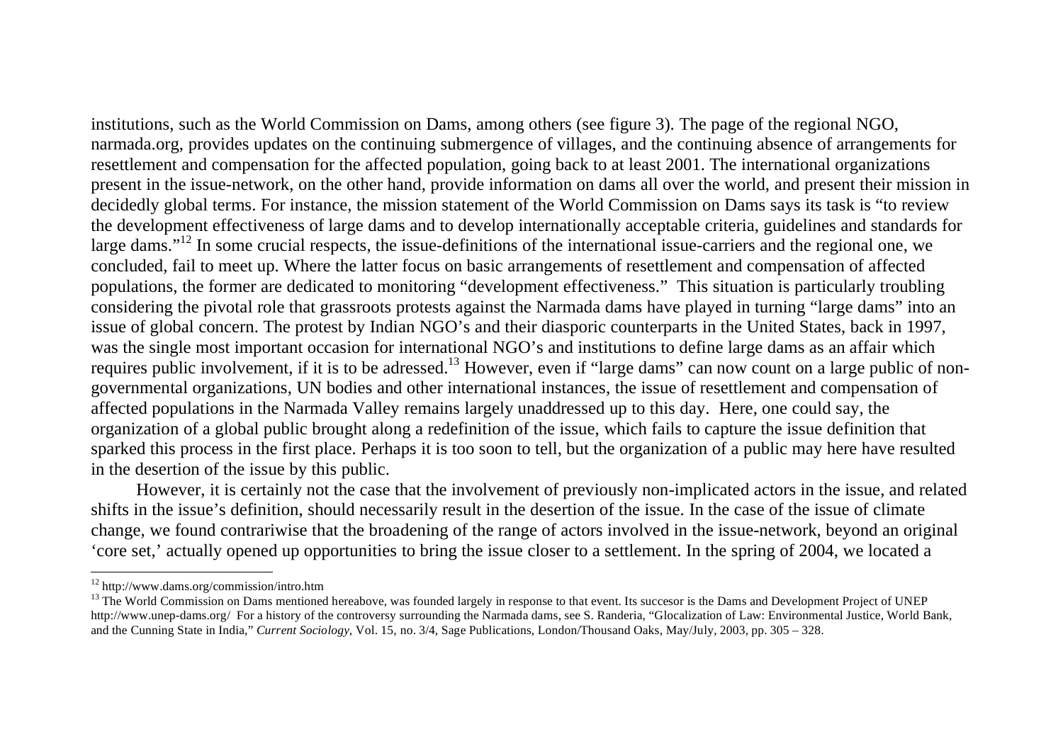institutions, such as the World Commission on Dams, among others (see figure 3). The page of the regional NGO, narmada.org, provides updates on the continuing submergence of villages, and the continuing absence of arrangements for resettlement and compensation for the affected population, going back to at least 2001. The international organizations present in the issue-network, on the other hand, provide information on dams all over the world, and present their mission in decidedly global terms. For instance, the mission statement of the World Commission on Dams says its task is "to review the development effectiveness of large dams and to develop internationally acceptable criteria, guidelines and standards for large dams."[12] In some crucial respects, the issue-definitions of the international issue-carriers and the regional one, we concluded, fail to meet up. Where the latter focus on basic arrangements of resettlement and compensation of affected populations, the former are dedicated to monitoring "development effectiveness." This situation is particularly troubling considering the pivotal role that grassroots protests against the Narmada dams have played in turning "large dams" into an issue of global concern. The protest by Indian NGO's and their diasporic counterparts in the United States, back in 1997, was the single most important occasion for international NGO's and institutions to define large dams as an affair which requires public involvement, if it is to be adressed.[13] However, even if "large dams" can now count on a large public of non-governmental organizations, UN bodies and other international instances, the issue of resettlement and compensation of affected populations in the Narmada Valley remains largely unaddressed up to this day. Here, one could say, the organization of a global public brought along a redefinition of the issue, which fails to capture the issue definition that sparked this process in the first place. Perhaps it is too soon to tell, but the organization of a public may here have resulted in the desertion of the issue by this public.

However, it is certainly not the case that the involvement of previously non-implicated actors in the issue, and related shifts in the issue's definition, should necessarily result in the desertion of the issue. In the case of the issue of climate change, we found contrariwise that the broadening of the range of actors involved in the issue-network, beyond an original 'core set,' actually opened up opportunities to bring the issue closer to a settlement. In the spring of 2004, we located a

---

[12] http://www.dams.org/commission/intro.htm

[13] The World Commission on Dams mentioned hereabove, was founded largely in response to that event. Its succesor is the Dams and Development Project of UNEP http://www.unep-dams.org/ For a history of the controversy surrounding the Narmada dams, see S. Randeria, "Glocalization of Law: Environmental Justice, World Bank, and the Cunning State in India," *Current Sociology*, Vol. 15, no. 3/4, Sage Publications, London/Thousand Oaks, May/July, 2003, pp. 305 – 328.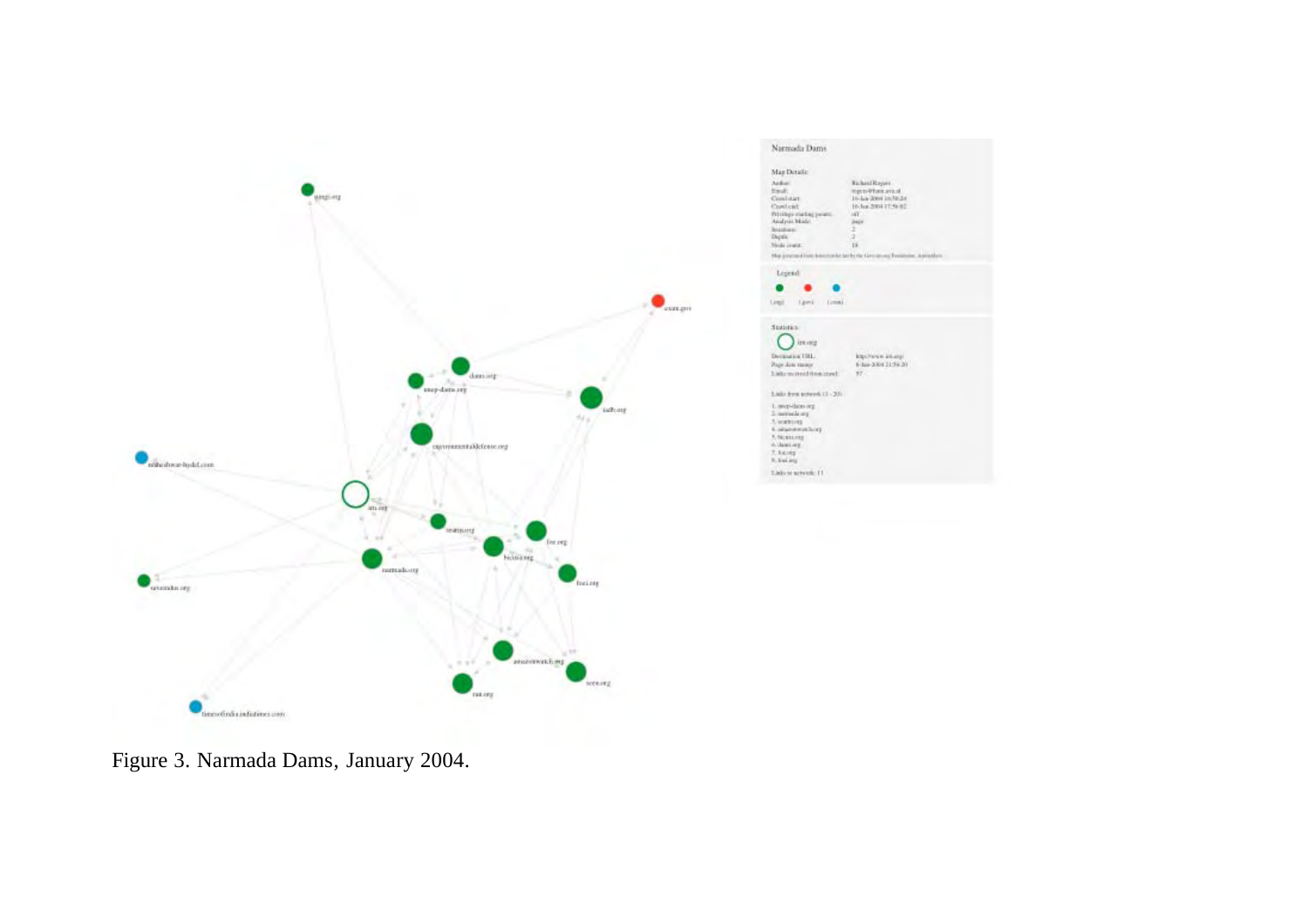Figure 3. Narmada Dams, January 2004.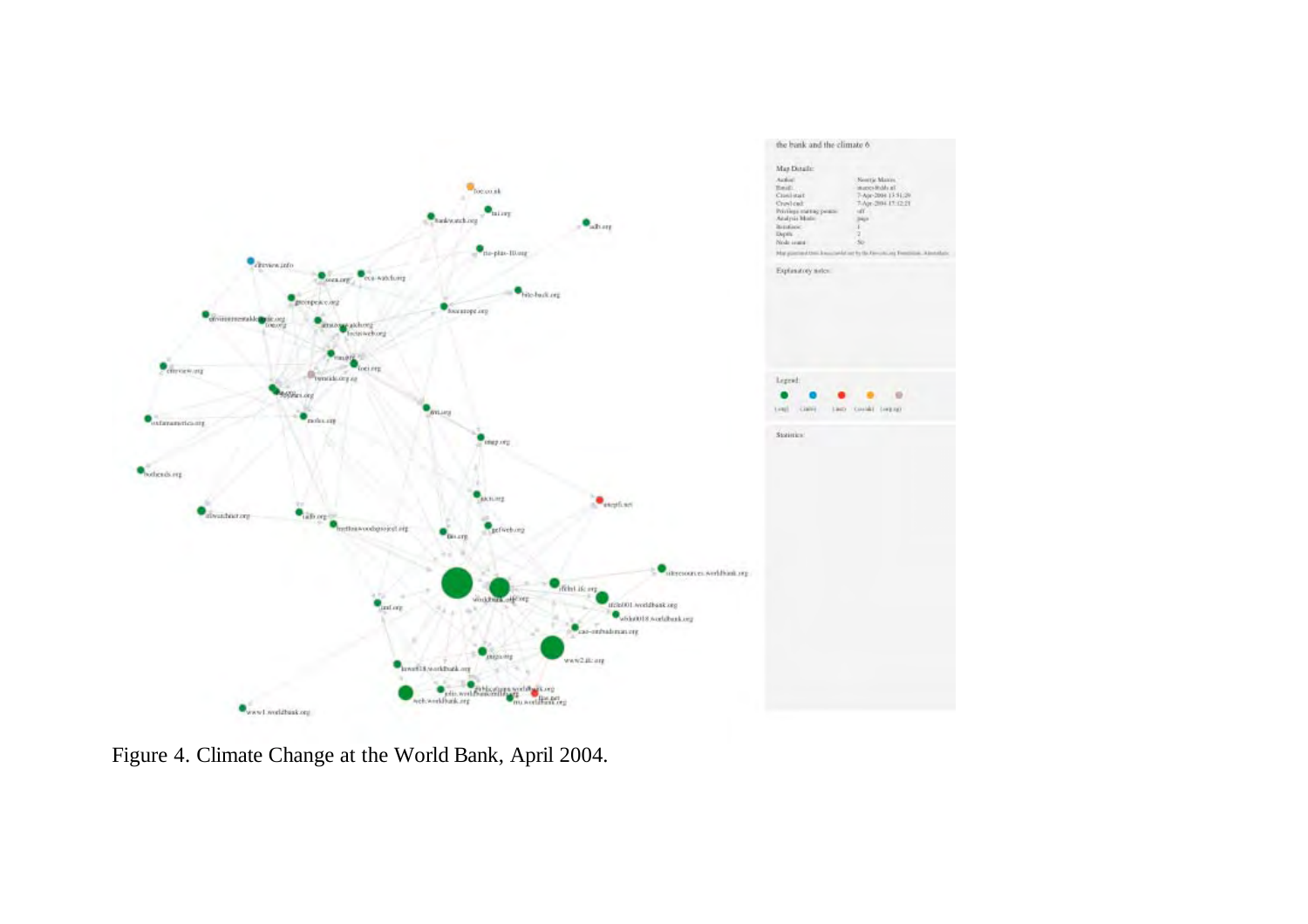Figure 4. Climate Change at the World Bank, April 2004.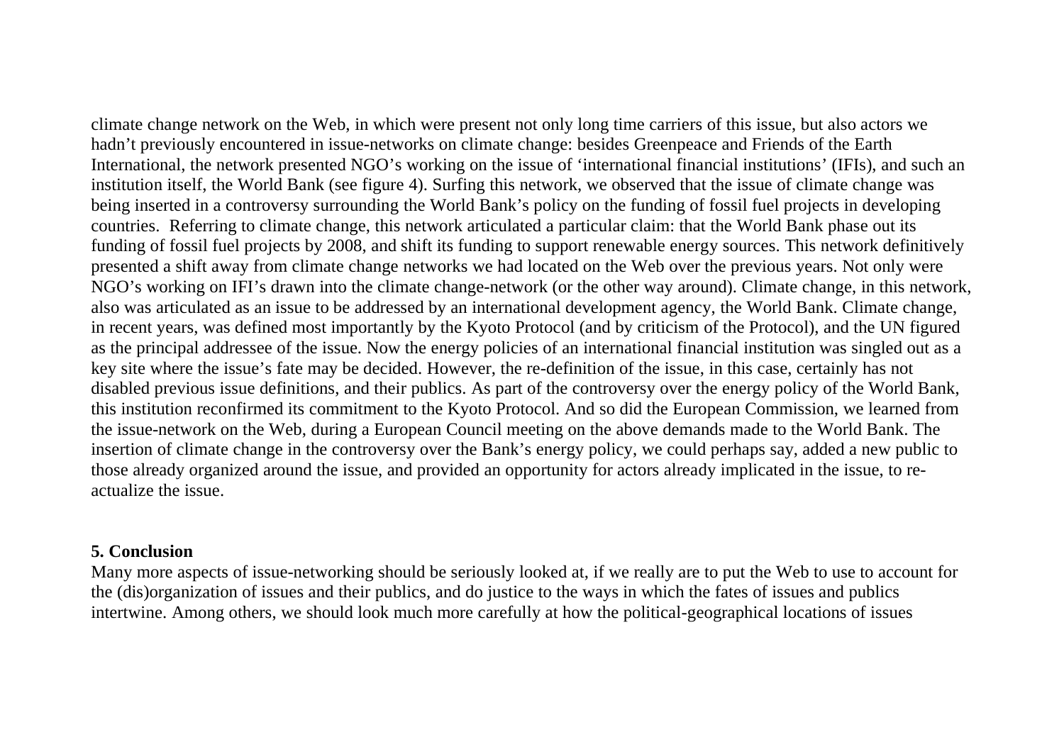climate change network on the Web, in which were present not only long time carriers of this issue, but also actors we hadn't previously encountered in issue-networks on climate change: besides Greenpeace and Friends of the Earth International, the network presented NGO's working on the issue of 'international financial institutions' (IFIs), and such an institution itself, the World Bank (see figure 4). Surfing this network, we observed that the issue of climate change was being inserted in a controversy surrounding the World Bank's policy on the funding of fossil fuel projects in developing countries. Referring to climate change, this network articulated a particular claim: that the World Bank phase out its funding of fossil fuel projects by 2008, and shift its funding to support renewable energy sources. This network definitively presented a shift away from climate change networks we had located on the Web over the previous years. Not only were NGO's working on IFI's drawn into the climate change-network (or the other way around). Climate change, in this network, also was articulated as an issue to be addressed by an international development agency, the World Bank. Climate change, in recent years, was defined most importantly by the Kyoto Protocol (and by criticism of the Protocol), and the UN figured as the principal addressee of the issue. Now the energy policies of an international financial institution was singled out as a key site where the issue's fate may be decided. However, the re-definition of the issue, in this case, certainly has not disabled previous issue definitions, and their publics. As part of the controversy over the energy policy of the World Bank, this institution reconfirmed its commitment to the Kyoto Protocol. And so did the European Commission, we learned from the issue-network on the Web, during a European Council meeting on the above demands made to the World Bank. The insertion of climate change in the controversy over the Bank's energy policy, we could perhaps say, added a new public to those already organized around the issue, and provided an opportunity for actors already implicated in the issue, to re-actualize the issue.

## 5. Conclusion

Many more aspects of issue-networking should be seriously looked at, if we really are to put the Web to use to account for the (dis)organization of issues and their publics, and do justice to the ways in which the fates of issues and publics intertwine. Among others, we should look much more carefully at how the political-geographical locations of issues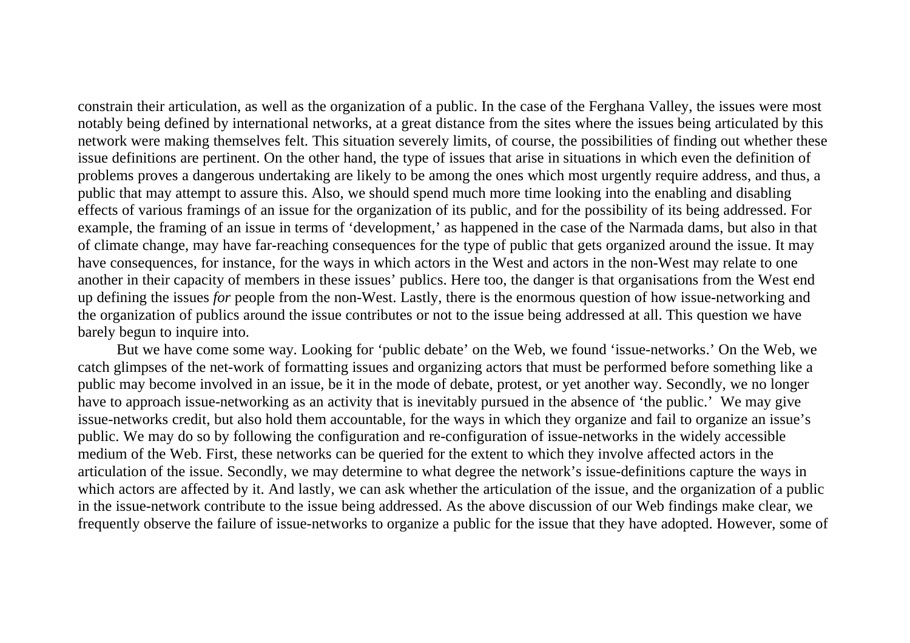constrain their articulation, as well as the organization of a public. In the case of the Ferghana Valley, the issues were most notably being defined by international networks, at a great distance from the sites where the issues being articulated by this network were making themselves felt. This situation severely limits, of course, the possibilities of finding out whether these issue definitions are pertinent. On the other hand, the type of issues that arise in situations in which even the definition of problems proves a dangerous undertaking are likely to be among the ones which most urgently require address, and thus, a public that may attempt to assure this. Also, we should spend much more time looking into the enabling and disabling effects of various framings of an issue for the organization of its public, and for the possibility of its being addressed. For example, the framing of an issue in terms of 'development,' as happened in the case of the Narmada dams, but also in that of climate change, may have far-reaching consequences for the type of public that gets organized around the issue. It may have consequences, for instance, for the ways in which actors in the West and actors in the non-West may relate to one another in their capacity of members in these issues' publics. Here too, the danger is that organisations from the West end up defining the issues *for* people from the non-West. Lastly, there is the enormous question of how issue-networking and the organization of publics around the issue contributes or not to the issue being addressed at all. This question we have barely begun to inquire into.

But we have come some way. Looking for 'public debate' on the Web, we found 'issue-networks.' On the Web, we catch glimpses of the net-work of formatting issues and organizing actors that must be performed before something like a public may become involved in an issue, be it in the mode of debate, protest, or yet another way. Secondly, we no longer have to approach issue-networking as an activity that is inevitably pursued in the absence of 'the public.' We may give issue-networks credit, but also hold them accountable, for the ways in which they organize and fail to organize an issue's public. We may do so by following the configuration and re-configuration of issue-networks in the widely accessible medium of the Web. First, these networks can be queried for the extent to which they involve affected actors in the articulation of the issue. Secondly, we may determine to what degree the network's issue-definitions capture the ways in which actors are affected by it. And lastly, we can ask whether the articulation of the issue, and the organization of a public in the issue-network contribute to the issue being addressed. As the above discussion of our Web findings make clear, we frequently observe the failure of issue-networks to organize a public for the issue that they have adopted. However, some of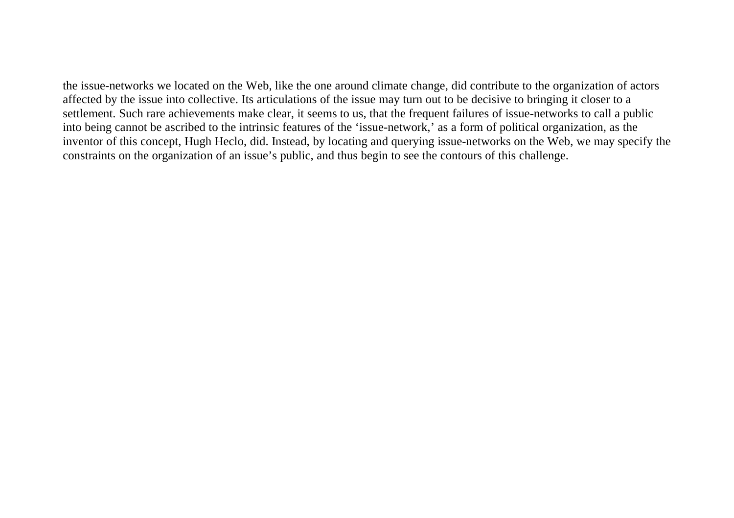the issue-networks we located on the Web, like the one around climate change, did contribute to the organization of actors affected by the issue into collective. Its articulations of the issue may turn out to be decisive to bringing it closer to a settlement. Such rare achievements make clear, it seems to us, that the frequent failures of issue-networks to call a public into being cannot be ascribed to the intrinsic features of the 'issue-network,' as a form of political organization, as the inventor of this concept, Hugh Heclo, did. Instead, by locating and querying issue-networks on the Web, we may specify the constraints on the organization of an issue's public, and thus begin to see the contours of this challenge.